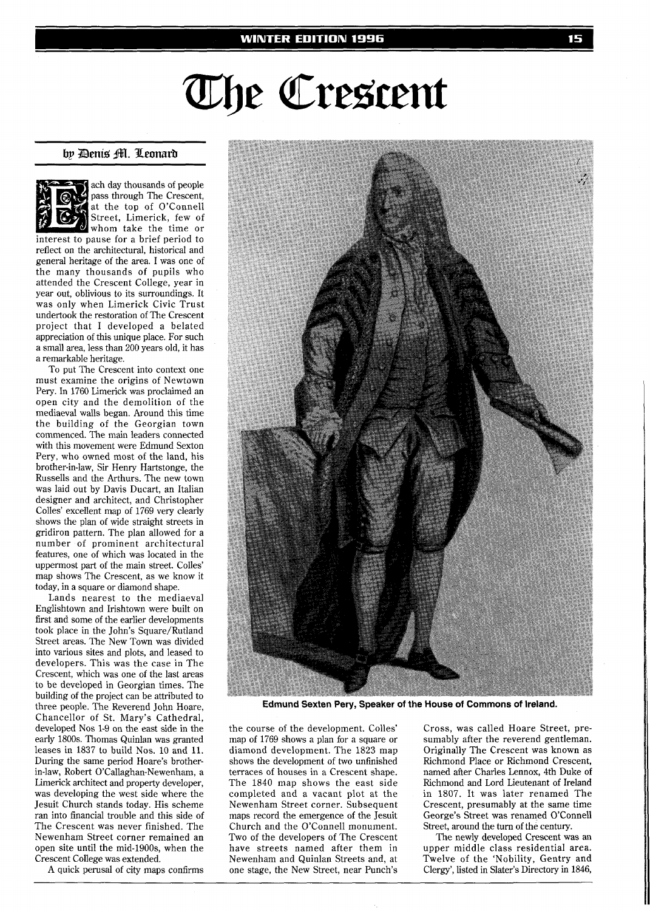# The Crescent

by Denis M. Leonard

Each day thousands of people pass through The Crescent, at the top of O'Connell Street, Limerick, few of whom take the time or interest to pause for a brief period to reflect on the architectural, historical and general heritage of the area. I was one of the many thousands of pupils who attended the Crescent College, year in year out, oblivious to its surroundings. It was only when Limerick Civic Trust undertook the restoration of The Crescent project that I developed a belated appreciation of this unique place. For such a small area, less than 200 years old, it has a remarkable heritage.

To put The Crescent into context one must examine the origins of Newtown Pery. In 1760 Limerick was proclaimed an open city and the demolition of the mediaeval walls began. Around this time the building of the Georgian town commenced. The main leaders connected with this movement were Edmund Sexton Pery, who owned most of the land, his brother-in-law, Sir Henry Hartstonge, the Russells and the Arthurs. The new town was laid out by Davis Ducart, an Italian designer and architect, and Christopher Colles' excellent map of 1769 very clearly shows the plan of wide straight streets in gridiron pattern. The plan allowed for a number of prominent architectural features, one of which was located in the uppermost part of the main street. Colles' map shows The Crescent, as we know it today, in a square or diamond shape.

Lands nearest to the mediaeval Englishtown and Irishtown were built on first and some of the earlier developments took place in the John's Square/Rutland Street areas. The New Town was divided into various sites and plots, and leased to developers. This was the case in The Crescent, which was one of the last areas to be developed in Georgian times. The building of the project can be attributed to three people. The Reverend John Hoare, Chancellor of St. Mary's Cathedral, developed Nos 1-9 on the east side in the early 1800s. Thomas Quinlan was granted leases in 1837 to build Nos. 10 and 11. During the same period Hoare's brother-in-law, Robert O'Callaghan-Newenham, a Limerick architect and property developer, was developing the west side where the Jesuit Church stands today. His scheme ran into financial trouble and this side of The Crescent was never finished. The Newenham Street corner remained an open site until the mid-1900s, when the Crescent College was extended.

A quick perusal of city maps confirms the course of the development. Colles' map of 1769 shows a plan for a square or diamond development. The 1823 map shows the development of two unfinished terraces of houses in a Crescent shape. The 1840 map shows the east side completed and a vacant plot at the Newenham Street corner. Subsequent maps record the emergence of the Jesuit Church and the O'Connell monument. Two of the developers of The Crescent have streets named after them in Newenham and Quinlan Streets and, at one stage, the New Street, near Punch's Cross, was called Hoare Street, presumably after the reverend gentleman. Originally The Crescent was known as Richmond Place or Richmond Crescent, named after Charles Lennox, 4th Duke of Richmond and Lord Lieutenant of Ireland in 1807. It was later renamed The Crescent, presumably at the same time George's Street was renamed O'Connell Street, around the turn of the century.

The newly developed Crescent was an upper middle class residential area. Twelve of the 'Nobility, Gentry and Clergy', listed in Slater's Directory in 1846,

**Edmund Sexten Pery, Speaker of the House of Commons of Ireland.**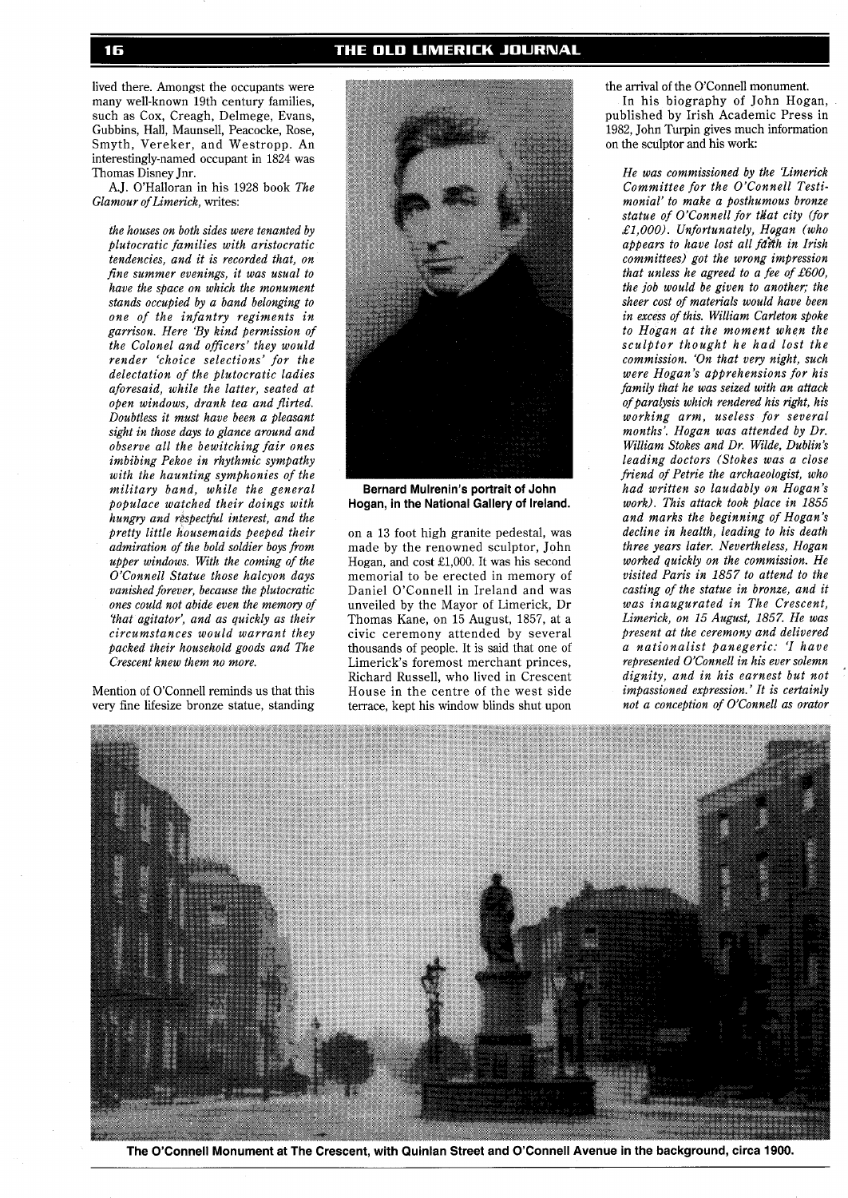lived there. Amongst the occupants were many well-known 19th century families, such as Cox, Creagh, Delmege, Evans, Gubbins, Hall, Maunsell, Peacocke, Rose, Smyth, Vereker, and Westropp. An interestingly-named occupant in 1824 was Thomas Disney Jnr.

A.J. O'Halloran in his 1928 book *The Glamour of Limerick*, writes:

> *the houses on both sides were tenanted by plutocratic families with aristocratic tendencies, and it is recorded that, on fine summer evenings, it was usual to have the space on which the monument stands occupied by a band belonging to one of the infantry regiments in garrison. Here 'By kind permission of the Colonel and officers' they would render 'choice selections' for the delectation of the plutocratic ladies aforesaid, while the latter, seated at open windows, drank tea and flirted. Doubtless it must have been a pleasant sight in those days to glance around and observe all the bewitching fair ones imbibing Pekoe in rhythmic sympathy with the haunting symphonies of the military band, while the general populace watched their doings with hungry and respectful interest, and the pretty little housemaids peeped their admiration of the bold soldier boys from upper windows. With the coming of the O'Connell Statue those halcyon days vanished forever, because the plutocratic ones could not abide even the memory of 'that agitator', and as quickly as their circumstances would warrant they packed their household goods and The Crescent knew them no more.*

Mention of O'Connell reminds us that this very fine lifesize bronze statue, standing on a 13 foot high granite pedestal, was made by the renowned sculptor, John Hogan, and cost £1,000. It was his second memorial to be erected in memory of Daniel O'Connell in Ireland and was unveiled by the Mayor of Limerick, Dr Thomas Kane, on 15 August, 1857, at a civic ceremony attended by several thousands of people. It is said that one of Limerick's foremost merchant princes, Richard Russell, who lived in Crescent House in the centre of the west side terrace, kept his window blinds shut upon the arrival of the O'Connell monument.

**Bernard Mulrenin's portrait of John Hogan, in the National Gallery of Ireland.**

In his biography of John Hogan, published by Irish Academic Press in 1982, John Turpin gives much information on the sculptor and his work:

> *He was commissioned by the 'Limerick Committee for the O'Connell Testimonial' to make a posthumous bronze statue of O'Connell for that city (for £1,000). Unfortunately, Hogan (who appears to have lost all faith in Irish committees) got the wrong impression that unless he agreed to a fee of £600, the job would be given to another; the sheer cost of materials would have been in excess of this. William Carleton spoke to Hogan at the moment when the sculptor thought he had lost the commission. 'On that very night, such were Hogan's apprehensions for his family that he was seized with an attack of paralysis which rendered his right, his working arm, useless for several months'. Hogan was attended by Dr. William Stokes and Dr. Wilde, Dublin's leading doctors (Stokes was a close friend of Petrie the archaeologist, who had written so laudably on Hogan's work). This attack took place in 1855 and marks the beginning of Hogan's decline in health, leading to his death three years later. Nevertheless, Hogan worked quickly on the commission. He visited Paris in 1857 to attend to the casting of the statue in bronze, and it was inaugurated in The Crescent, Limerick, on 15 August, 1857. He was present at the ceremony and delivered a nationalist panegyric: 'I have represented O'Connell in his ever solemn dignity, and in his earnest but not impassioned expression.' It is certainly not a conception of O'Connell as orator*

**The O'Connell Monument at The Crescent, with Quinlan Street and O'Connell Avenue in the background, circa 1900.**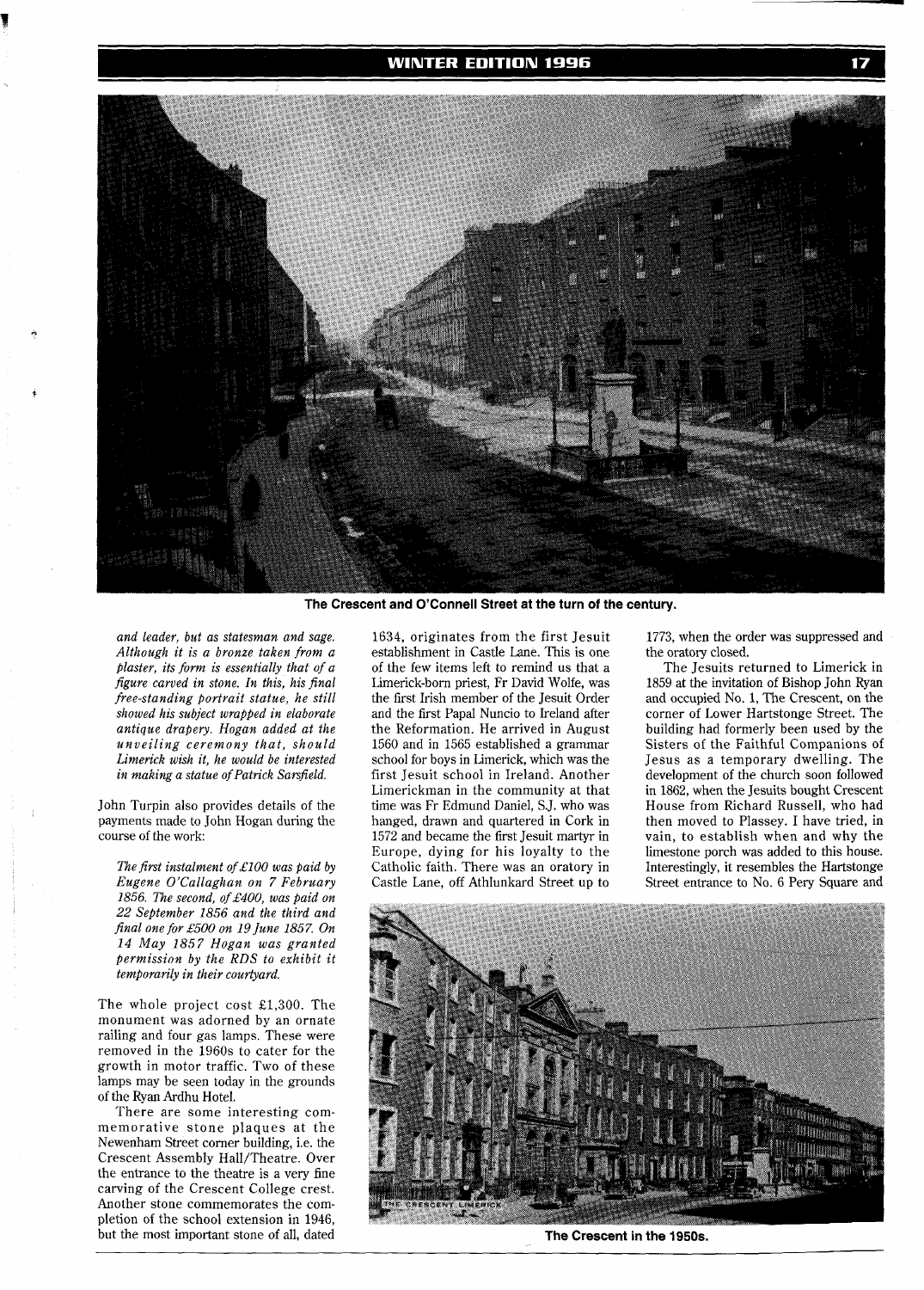The Crescent and O'Connell Street at the turn of the century.

*and leader, but as statesman and sage. Although it is a bronze taken from a plaster, its form is essentially that of a figure carved in stone. In this, his final free-standing portrait statue, he still showed his subject wrapped in elaborate antique drapery. Hogan added at the unveiling ceremony that, should Limerick wish it, he would be interested in making a statue of Patrick Sarsfield.*

John Turpin also provides details of the payments made to John Hogan during the course of the work:

*The first instalment of £100 was paid by Eugene O'Callaghan on 7 February 1856. The second, of £400, was paid on 22 September 1856 and the third and final one for £500 on 19 June 1857. On 14 May 1857 Hogan was granted permission by the RDS to exhibit it temporarily in their courtyard.*

The whole project cost £1,300. The monument was adorned by an ornate railing and four gas lamps. These were removed in the 1960s to cater for the growth in motor traffic. Two of these lamps may be seen today in the grounds of the Ryan Ardhu Hotel.

There are some interesting commemorative stone plaques at the Newenham Street corner building, i.e. the Crescent Assembly Hall/Theatre. Over the entrance to the theatre is a very fine carving of the Crescent College crest. Another stone commemorates the completion of the school extension in 1946, but the most important stone of all, dated 1634, originates from the first Jesuit establishment in Castle Lane. This is one of the few items left to remind us that a Limerick-born priest, Fr David Wolfe, was the first Irish member of the Jesuit Order and the first Papal Nuncio to Ireland after the Reformation. He arrived in August 1560 and in 1565 established a grammar school for boys in Limerick, which was the first Jesuit school in Ireland. Another Limerickman in the community at that time was Fr Edmund Daniel, S.J. who was hanged, drawn and quartered in Cork in 1572 and became the first Jesuit martyr in Europe, dying for his loyalty to the Catholic faith. There was an oratory in Castle Lane, off Athlunkard Street up to 1773, when the order was suppressed and the oratory closed.

The Jesuits returned to Limerick in 1859 at the invitation of Bishop John Ryan and occupied No. 1, The Crescent, on the corner of Lower Hartstonge Street. The building had formerly been used by the Sisters of the Faithful Companions of Jesus as a temporary dwelling. The development of the church soon followed in 1862, when the Jesuits bought Crescent House from Richard Russell, who had then moved to Plassey. I have tried, in vain, to establish when and why the limestone porch was added to this house. Interestingly, it resembles the Hartstonge Street entrance to No. 6 Pery Square and

The Crescent in the 1950s.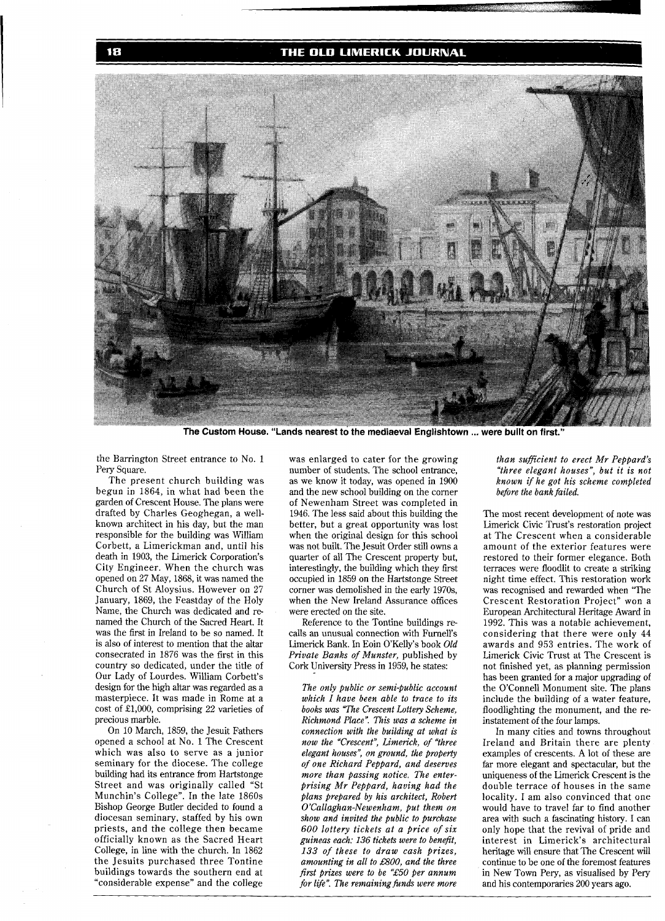The Custom House. "Lands nearest to the mediaeval Englishtown ... were built on first."

the Barrington Street entrance to No. 1 Pery Square.

The present church building was begun in 1864, in what had been the garden of Crescent House. The plans were drafted by Charles Geoghegan, a well-known architect in his day, but the man responsible for the building was William Corbett, a Limerickman and, until his death in 1903, the Limerick Corporation's City Engineer. When the church was opened on 27 May, 1868, it was named the Church of St Aloysius. However on 27 January, 1869, the Feastday of the Holy Name, the Church was dedicated and re-named the Church of the Sacred Heart. It was the first in Ireland to be so named. It is also of interest to mention that the altar consecrated in 1876 was the first in this country so dedicated, under the title of Our Lady of Lourdes. William Corbett's design for the high altar was regarded as a masterpiece. It was made in Rome at a cost of £1,000, comprising 22 varieties of precious marble.

On 10 March, 1859, the Jesuit Fathers opened a school at No. 1 The Crescent which was also to serve as a junior seminary for the diocese. The college building had its entrance from Hartstonge Street and was originally called "St Munchin's College". In the late 1860s Bishop George Butler decided to found a diocesan seminary, staffed by his own priests, and the college then became officially known as the Sacred Heart College, in line with the church. In 1862 the Jesuits purchased three Tontine buildings towards the southern end at "considerable expense" and the college was enlarged to cater for the growing number of students. The school entrance, as we know it today, was opened in 1900 and the new school building on the corner of Newenham Street was completed in 1946. The less said about this building the better, but a great opportunity was lost when the original design for this school was not built. The Jesuit Order still owns a quarter of all The Crescent property but, interestingly, the building which they first occupied in 1859 on the Hartstonge Street corner was demolished in the early 1970s, when the New Ireland Assurance offices were erected on the site.

Reference to the Tontine buildings recalls an unusual connection with Furnell's Limerick Bank. In Eoin O'Kelly's book *Old Private Banks of Munster*, published by Cork University Press in 1959, he states:

> *The only public or semi-public account which I have been able to trace to its books was "The Crescent Lottery Scheme, Richmond Place". This was a scheme in connection with the building at what is now the "Crescent", Limerick, of "three elegant houses", on ground, the property of one Richard Peppard, and deserves more than passing notice. The enterprising Mr Peppard, having had the plans prepared by his architect, Robert O'Callaghan-Newenham, put them on show and invited the public to purchase 600 lottery tickets at a price of six guineas each: 136 tickets were to benefit, 133 of these to draw cash prizes, amounting in all to £800, and the three first prizes were to be "£50 per annum for life". The remaining funds were more than sufficient to erect Mr Peppard's "three elegant houses", but it is not known if he got his scheme completed before the bank failed.*

The most recent development of note was Limerick Civic Trust's restoration project at The Crescent when a considerable amount of the exterior features were restored to their former elegance. Both terraces were floodlit to create a striking night time effect. This restoration work was recognised and rewarded when "The Crescent Restoration Project" won a European Architectural Heritage Award in 1992. This was a notable achievement, considering that there were only 44 awards and 953 entries. The work of Limerick Civic Trust at The Crescent is not finished yet, as planning permission has been granted for a major upgrading of the O'Connell Monument site. The plans include the building of a water feature, floodlighting the monument, and the re-instatement of the four lamps.

In many cities and towns throughout Ireland and Britain there are plenty examples of crescents. A lot of these are far more elegant and spectacular, but the uniqueness of the Limerick Crescent is the double terrace of houses in the same locality. I am also convinced that one would have to travel far to find another area with such a fascinating history. I can only hope that the revival of pride and interest in Limerick's architectural heritage will ensure that The Crescent will continue to be one of the foremost features in New Town Pery, as visualised by Pery and his contemporaries 200 years ago.